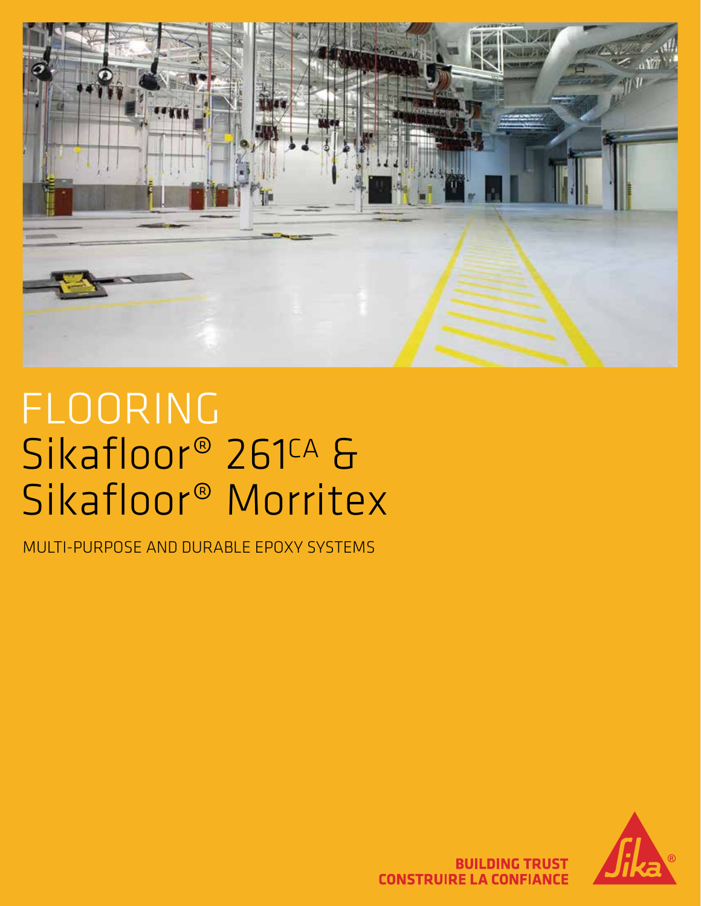# FLOORING
# Sikafloor® 261CA & Sikafloor® Morritex

MULTI-PURPOSE AND DURABLE EPOXY SYSTEMS

BUILDING TRUST
CONSTRUIRE LA CONFIANCE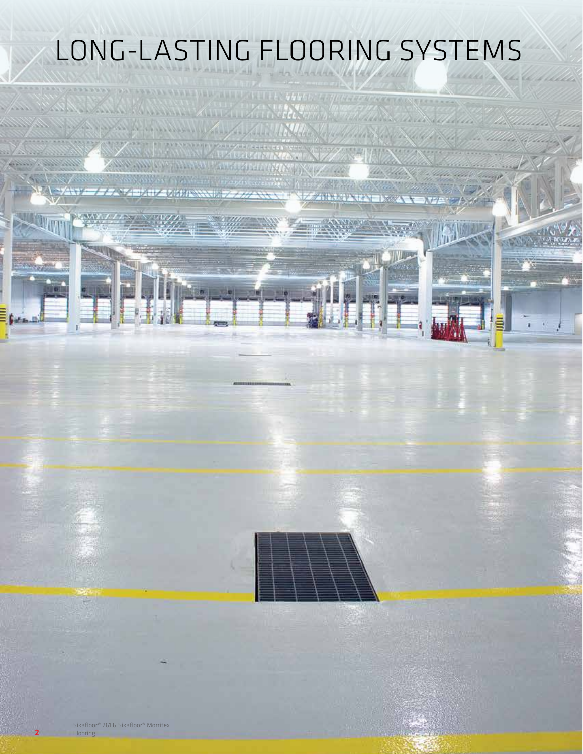# LONG-LASTING FLOORING SYSTEMS

Sikafloor® 261 & Sikafloor® Morritex Flooring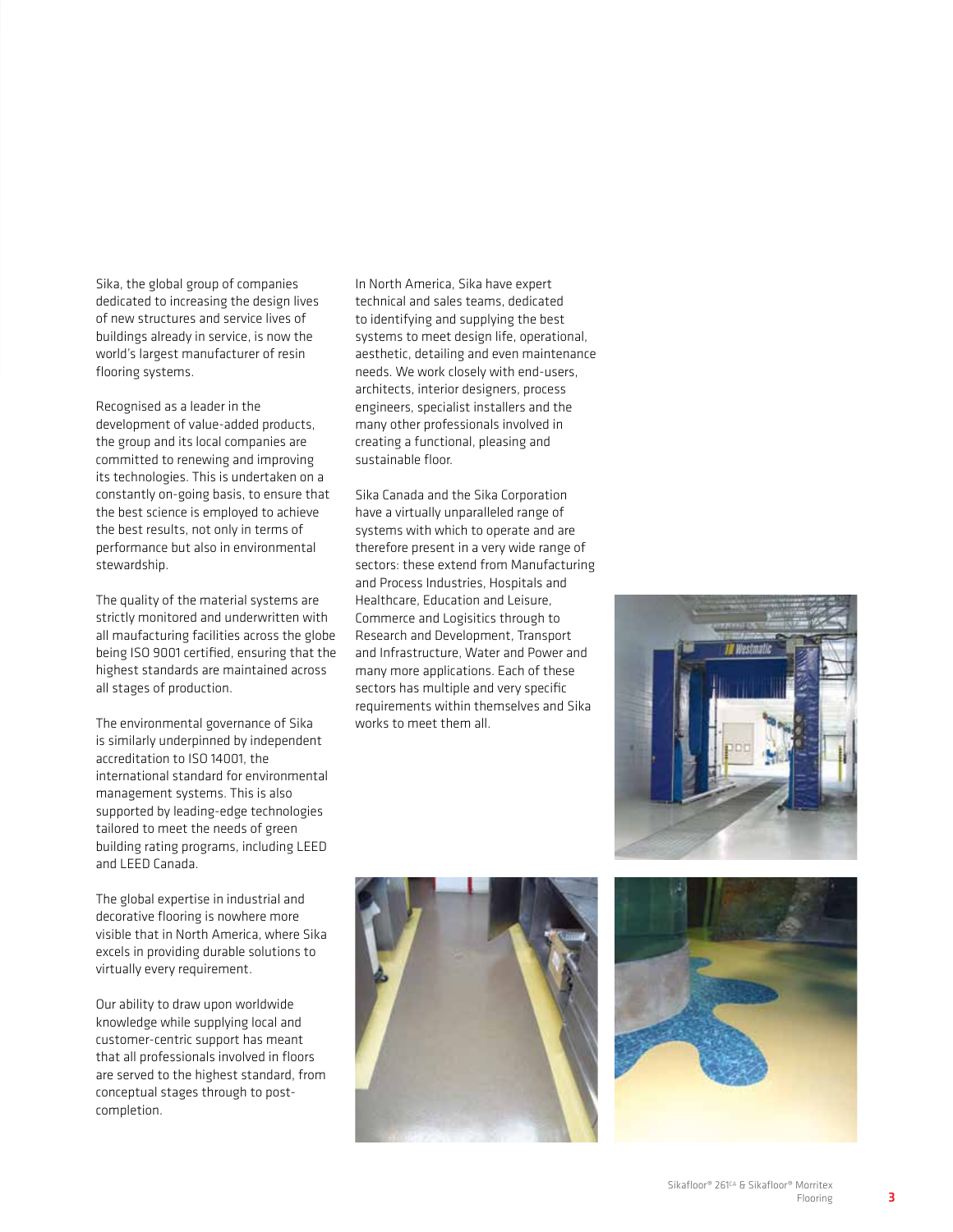Sika, the global group of companies dedicated to increasing the design lives of new structures and service lives of buildings already in service, is now the world's largest manufacturer of resin flooring systems.

Recognised as a leader in the development of value-added products, the group and its local companies are committed to renewing and improving its technologies. This is undertaken on a constantly on-going basis, to ensure that the best science is employed to achieve the best results, not only in terms of performance but also in environmental stewardship.

The quality of the material systems are strictly monitored and underwritten with all maufacturing facilities across the globe being ISO 9001 certified, ensuring that the highest standards are maintained across all stages of production.

The environmental governance of Sika is similarly underpinned by independent accreditation to ISO 14001, the international standard for environmental management systems. This is also supported by leading-edge technologies tailored to meet the needs of green building rating programs, including LEED and LEED Canada.

The global expertise in industrial and decorative flooring is nowhere more visible that in North America, where Sika excels in providing durable solutions to virtually every requirement.

Our ability to draw upon worldwide knowledge while supplying local and customer-centric support has meant that all professionals involved in floors are served to the highest standard, from conceptual stages through to post-completion.

In North America, Sika have expert technical and sales teams, dedicated to identifying and supplying the best systems to meet design life, operational, aesthetic, detailing and even maintenance needs. We work closely with end-users, architects, interior designers, process engineers, specialist installers and the many other professionals involved in creating a functional, pleasing and sustainable floor.

Sika Canada and the Sika Corporation have a virtually unparalleled range of systems with which to operate and are therefore present in a very wide range of sectors: these extend from Manufacturing and Process Industries, Hospitals and Healthcare, Education and Leisure, Commerce and Logisitics through to Research and Development, Transport and Infrastructure, Water and Power and many more applications. Each of these sectors has multiple and very specific requirements within themselves and Sika works to meet them all.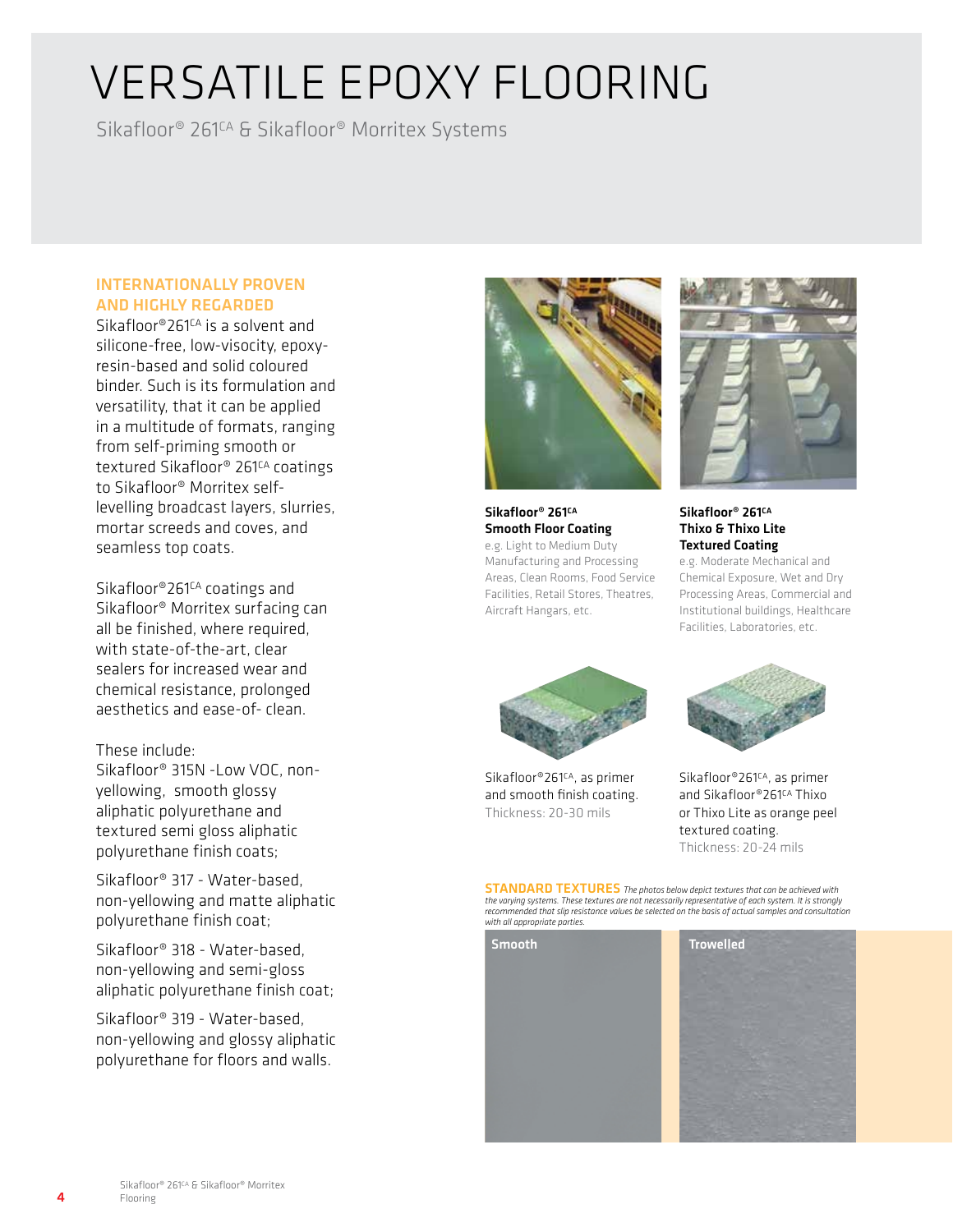# VERSATILE EPOXY FLOORING

Sikafloor® 261CA & Sikafloor® Morritex Systems

## INTERNATIONALLY PROVEN AND HIGHLY REGARDED

Sikafloor®261CA is a solvent and silicone-free, low-visocity, epoxy-resin-based and solid coloured binder. Such is its formulation and versatility, that it can be applied in a multitude of formats, ranging from self-priming smooth or textured Sikafloor® 261CA coatings to Sikafloor® Morritex self-levelling broadcast layers, slurries, mortar screeds and coves, and seamless top coats.

Sikafloor®261CA coatings and Sikafloor® Morritex surfacing can all be finished, where required, with state-of-the-art, clear sealers for increased wear and chemical resistance, prolonged aesthetics and ease-of- clean.

These include:

Sikafloor® 315N -Low VOC, non-yellowing, smooth glossy aliphatic polyurethane and textured semi gloss aliphatic polyurethane finish coats;

Sikafloor® 317 - Water-based, non-yellowing and matte aliphatic polyurethane finish coat;

Sikafloor® 318 - Water-based, non-yellowing and semi-gloss aliphatic polyurethane finish coat;

Sikafloor® 319 - Water-based, non-yellowing and glossy aliphatic polyurethane for floors and walls.

**Sikafloor® 261CA**
**Smooth Floor Coating**
e.g. Light to Medium Duty Manufacturing and Processing Areas, Clean Rooms, Food Service Facilities, Retail Stores, Theatres, Aircraft Hangars, etc.

**Sikafloor® 261CA**
**Thixo & Thixo Lite**
**Textured Coating**
e.g. Moderate Mechanical and Chemical Exposure, Wet and Dry Processing Areas, Commercial and Institutional buildings, Healthcare Facilities, Laboratories, etc.

Sikafloor®261CA, as primer and smooth finish coating.
Thickness: 20-30 mils

Sikafloor®261CA, as primer and Sikafloor®261CA Thixo or Thixo Lite as orange peel textured coating.
Thickness: 20-24 mils

**STANDARD TEXTURES** *The photos below depict textures that can be achieved with the varying systems. These textures are not necessarily representative of each system. It is strongly recommended that slip resistance values be selected on the basis of actual samples and consultation with all appropriate parties.*

Smooth

Trowelled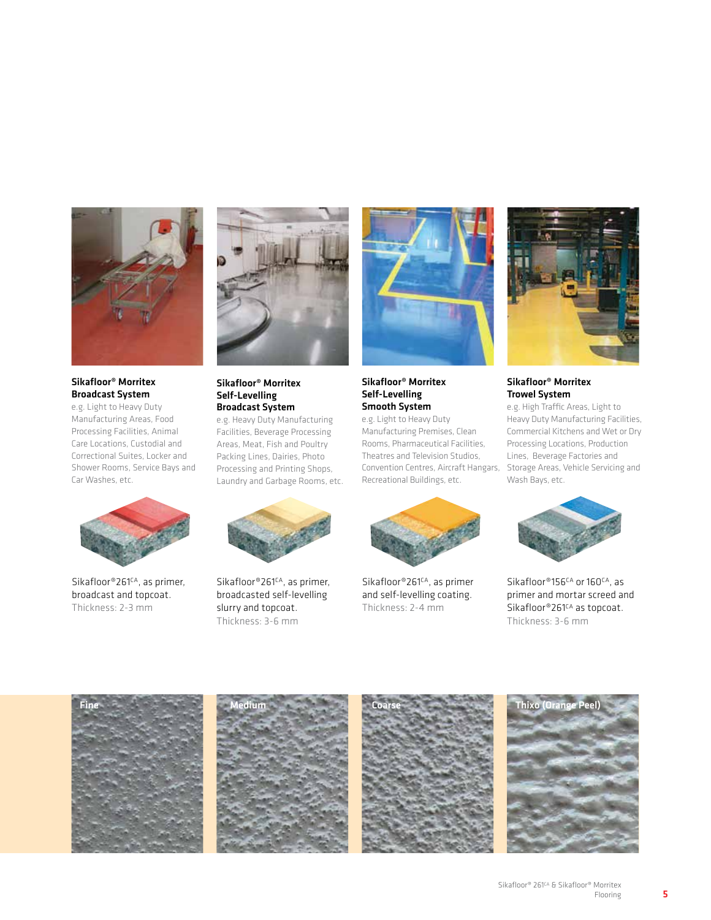**Sikafloor® Morritex Broadcast System**

e.g. Light to Heavy Duty Manufacturing Areas, Food Processing Facilities, Animal Care Locations, Custodial and Correctional Suites, Locker and Shower Rooms, Service Bays and Car Washes, etc.

Sikafloor®261[CA], as primer, broadcast and topcoat.
Thickness: 2-3 mm

**Sikafloor® Morritex Self-Levelling Broadcast System**

e.g. Heavy Duty Manufacturing Facilities, Beverage Processing Areas, Meat, Fish and Poultry Packing Lines, Dairies, Photo Processing and Printing Shops, Laundry and Garbage Rooms, etc.

Sikafloor®261[CA], as primer, broadcasted self-levelling slurry and topcoat.
Thickness: 3-6 mm

**Sikafloor® Morritex Self-Levelling Smooth System**

e.g. Light to Heavy Duty Manufacturing Premises, Clean Rooms, Pharmaceutical Facilities, Theatres and Television Studios, Convention Centres, Aircraft Hangars, Recreational Buildings, etc.

Sikafloor®261[CA], as primer and self-levelling coating.
Thickness: 2-4 mm

**Sikafloor® Morritex Trowel System**

e.g. High Traffic Areas, Light to Heavy Duty Manufacturing Facilities, Commercial Kitchens and Wet or Dry Processing Locations, Production Lines, Beverage Factories and Storage Areas, Vehicle Servicing and Wash Bays, etc.

Sikafloor®156[CA] or 160[CA], as primer and mortar screed and Sikafloor®261[CA] as topcoat.
Thickness: 3-6 mm

Fine

Medium

Coarse

Thixo (Orange Peel)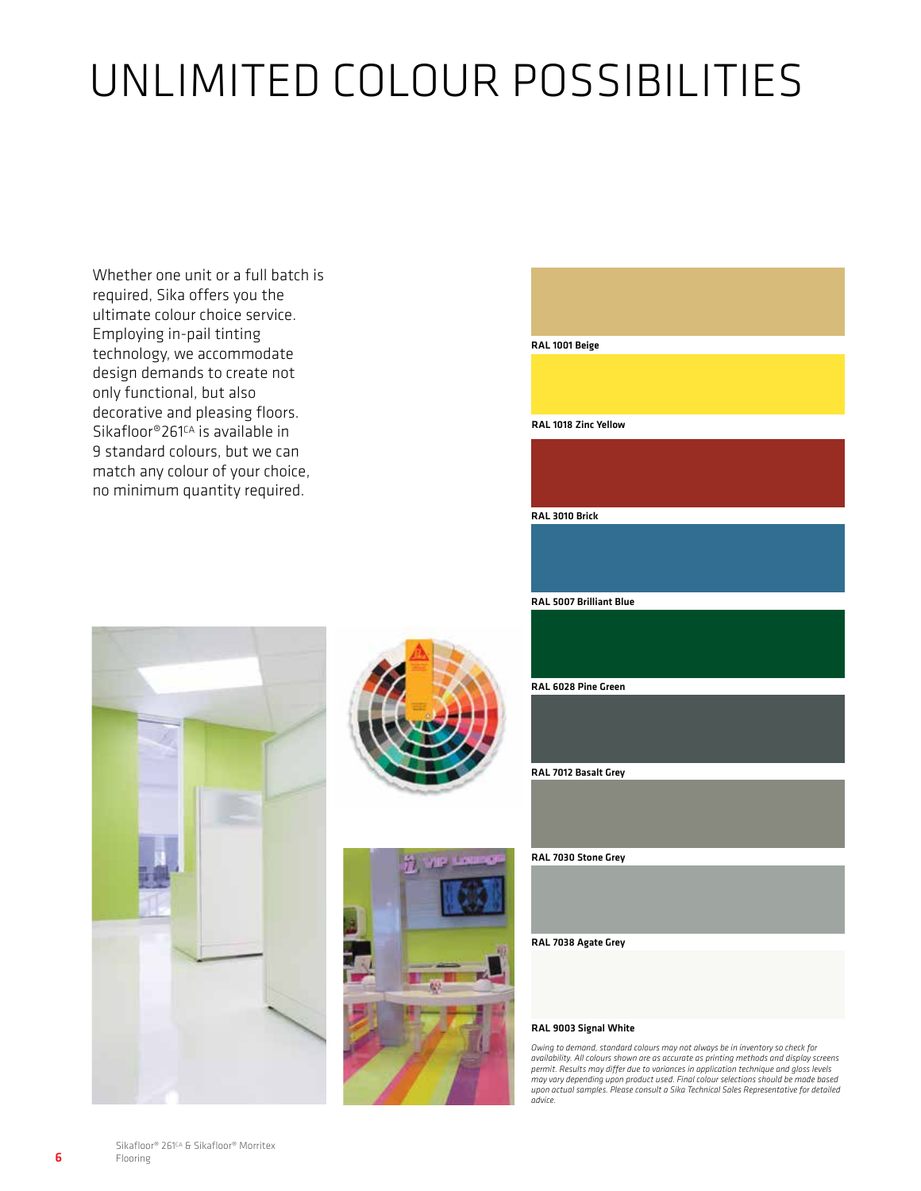# UNLIMITED COLOUR POSSIBILITIES

Whether one unit or a full batch is required, Sika offers you the ultimate colour choice service. Employing in-pail tinting technology, we accommodate design demands to create not only functional, but also decorative and pleasing floors. Sikafloor®261[CA] is available in 9 standard colours, but we can match any colour of your choice, no minimum quantity required.

**RAL 1001 Beige**

**RAL 1018 Zinc Yellow**

**RAL 3010 Brick**

**RAL 5007 Brilliant Blue**

**RAL 6028 Pine Green**

**RAL 7012 Basalt Grey**

**RAL 7030 Stone Grey**

**RAL 7038 Agate Grey**

**RAL 9003 Signal White**

*Owing to demand, standard colours may not always be in inventory so check for availability. All colours shown are as accurate as printing methods and display screens permit. Results may differ due to variances in application technique and gloss levels may vary depending upon product used. Final colour selections should be made based upon actual samples. Please consult a Sika Technical Sales Representative for detailed advice.*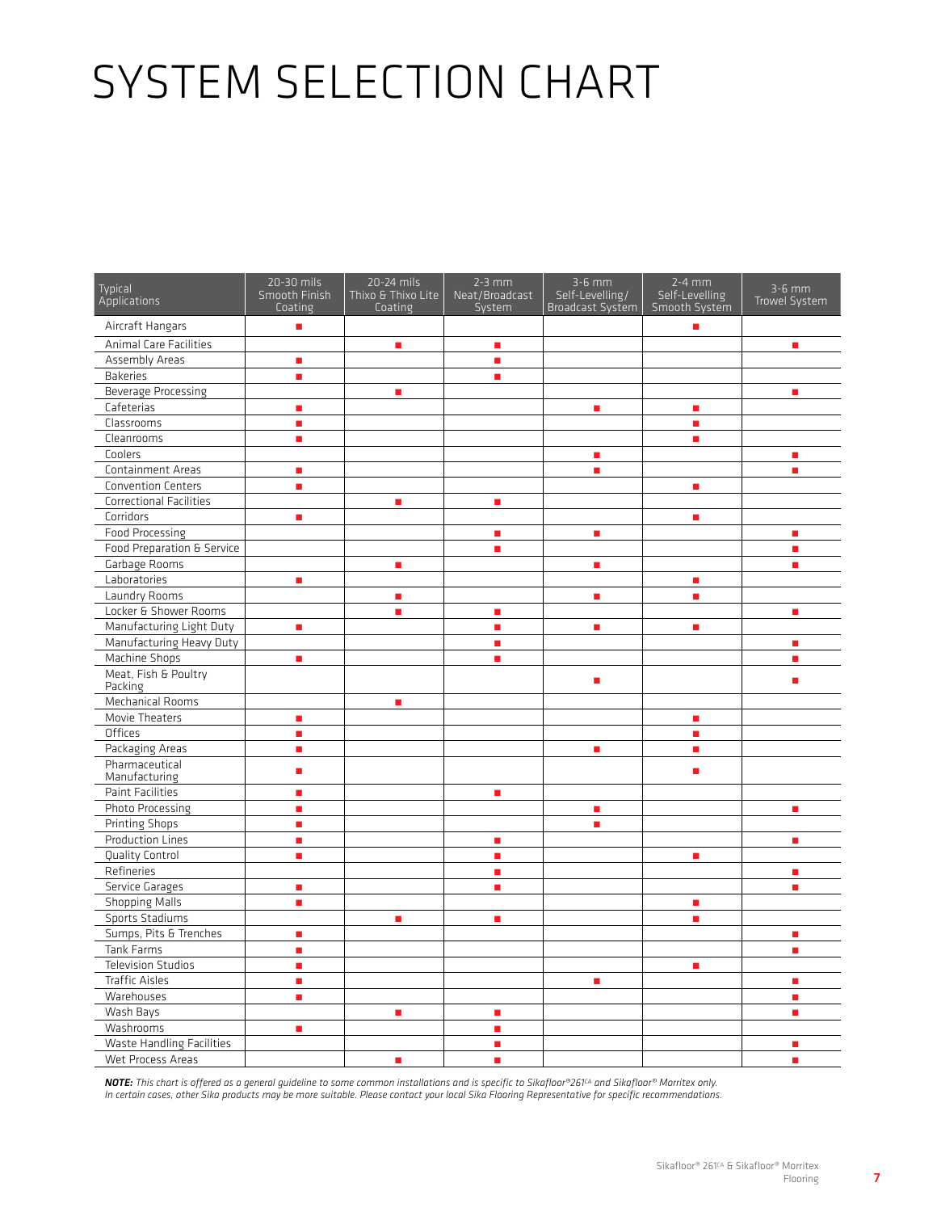# SYSTEM SELECTION CHART

| Typical Applications | 20-30 mils Smooth Finish Coating | 20-24 mils Thixo & Thixo Lite Coating | 2-3 mm Neat/Broadcast System | 3-6 mm Self-Levelling/ Broadcast System | 2-4 mm Self-Levelling Smooth System | 3-6 mm Trowel System |
|---|---|---|---|---|---|---|
| Aircraft Hangars | ■ | | | | ■ | |
| Animal Care Facilities | | ■ | ■ | | | ■ |
| Assembly Areas | ■ | | ■ | | | |
| Bakeries | ■ | | ■ | | | |
| Beverage Processing | | ■ | | | | ■ |
| Cafeterias | ■ | | | ■ | ■ | |
| Classrooms | ■ | | | | ■ | |
| Cleanrooms | ■ | | | | ■ | |
| Coolers | | | | ■ | | ■ |
| Containment Areas | ■ | | | ■ | | ■ |
| Convention Centers | ■ | | | | ■ | |
| Correctional Facilities | | ■ | ■ | | | |
| Corridors | ■ | | | | ■ | |
| Food Processing | | | ■ | ■ | | ■ |
| Food Preparation & Service | | | ■ | | | ■ |
| Garbage Rooms | | ■ | | ■ | | ■ |
| Laboratories | ■ | | | | ■ | |
| Laundry Rooms | | ■ | | ■ | ■ | |
| Locker & Shower Rooms | | ■ | ■ | | | ■ |
| Manufacturing Light Duty | ■ | | ■ | ■ | ■ | |
| Manufacturing Heavy Duty | | | ■ | | | ■ |
| Machine Shops | ■ | | ■ | | | ■ |
| Meat, Fish & Poultry Packing | | | | ■ | | ■ |
| Mechanical Rooms | | ■ | | | | |
| Movie Theaters | ■ | | | | ■ | |
| Offices | ■ | | | | ■ | |
| Packaging Areas | ■ | | | ■ | ■ | |
| Pharmaceutical Manufacturing | ■ | | | | ■ | |
| Paint Facilities | ■ | | ■ | | | |
| Photo Processing | ■ | | | ■ | | ■ |
| Printing Shops | ■ | | | ■ | | |
| Production Lines | ■ | | ■ | | | ■ |
| Quality Control | ■ | | ■ | | ■ | |
| Refineries | | | ■ | | | ■ |
| Service Garages | ■ | | ■ | | | ■ |
| Shopping Malls | ■ | | | | ■ | |
| Sports Stadiums | | ■ | ■ | | ■ | |
| Sumps, Pits & Trenches | ■ | | | | | ■ |
| Tank Farms | ■ | | | | | ■ |
| Television Studios | ■ | | | | ■ | |
| Traffic Aisles | ■ | | | ■ | | ■ |
| Warehouses | ■ | | | | | ■ |
| Wash Bays | | ■ | ■ | | | ■ |
| Washrooms | ■ | | ■ | | | |
| Waste Handling Facilities | | | ■ | | | ■ |
| Wet Process Areas | | ■ | ■ | | | ■ |

***NOTE:*** *This chart is offered as a general guideline to some common installations and is specific to Sikafloor®261CA and Sikafloor® Morritex only. In certain cases, other Sika products may be more suitable. Please contact your local Sika Flooring Representative for specific recommendations.*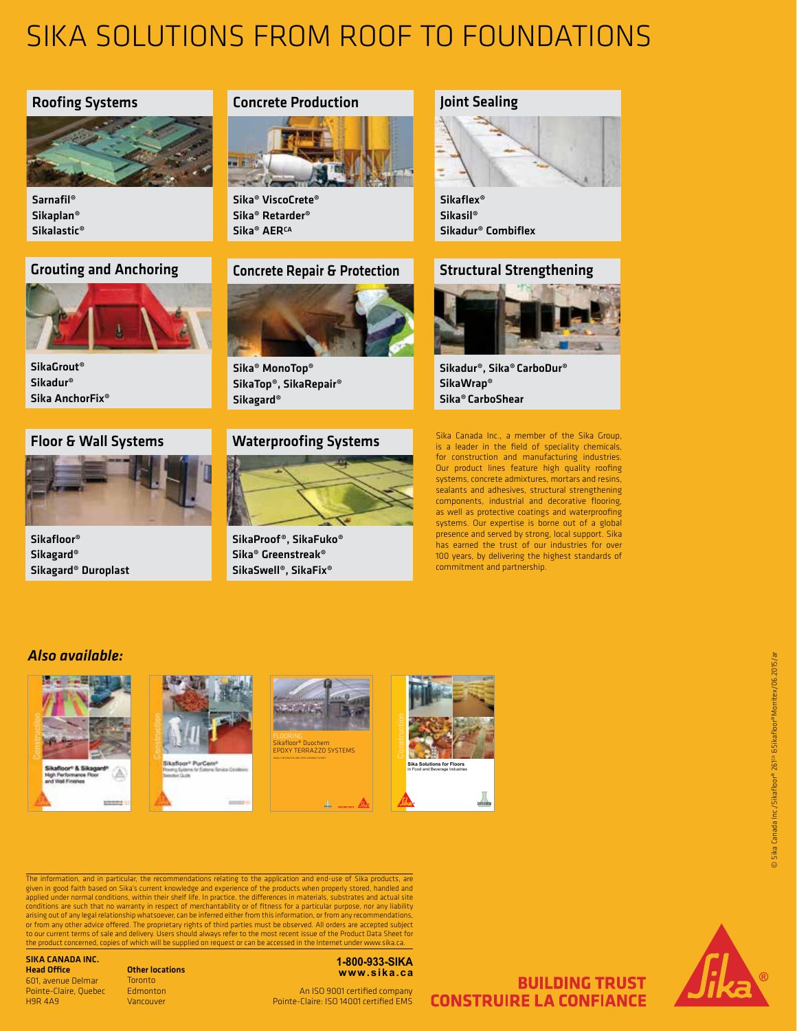# SIKA SOLUTIONS FROM ROOF TO FOUNDATIONS

## Roofing Systems

**Sarnafil®**
**Sikaplan®**
**Sikalastic®**

## Concrete Production

**Sika® ViscoCrete®**
**Sika® Retarder®**
**Sika® AER^CA**

## Joint Sealing

**Sikaflex®**
**Sikasil®**
**Sikadur® Combiflex**

## Grouting and Anchoring

**SikaGrout®**
**Sikadur®**
**Sika AnchorFix®**

## Concrete Repair & Protection

**Sika® MonoTop®**
**SikaTop®, SikaRepair®**
**Sikagard®**

## Structural Strengthening

**Sikadur®, Sika® CarboDur®**
**SikaWrap®**
**Sika® CarboShear**

## Floor & Wall Systems

**Sikafloor®**
**Sikagard®**
**Sikagard® Duroplast**

## Waterproofing Systems

**SikaProof®, SikaFuko®**
**Sika® Greenstreak®**
**SikaSwell®, SikaFix®**

Sika Canada Inc., a member of the Sika Group, is a leader in the field of speciality chemicals, for construction and manufacturing industries. Our product lines feature high quality roofing systems, concrete admixtures, mortars and resins, sealants and adhesives, structural strengthening components, industrial and decorative flooring, as well as protective coatings and waterproofing systems. Our expertise is borne out of a global presence and served by strong, local support. Sika has earned the trust of our industries for over 100 years, by delivering the highest standards of commitment and partnership.

## *Also available:*

Sikafloor® & Sikagard® High Performance Floor and Wall Finishes

Sikafloor® PurCem® Flooring Systems for Extreme Service Conditions Selection Guide

FLOORING
Sikafloor® Duochem
EPOXY TERRAZZO SYSTEMS

Sika Solutions for Floors in Food and Beverage Industries

The information, and in particular, the recommendations relating to the application and end-use of Sika products, are given in good faith based on Sika's current knowledge and experience of the products when properly stored, handled and applied under normal conditions, within their shelf life. In practice, the differences in materials, substrates and actual site conditions are such that no warranty in respect of merchantability or of fitness for a particular purpose, nor any liability arising out of any legal relationship whatsoever, can be inferred either from this information, or from any recommendations, or from any other advice offered. The proprietary rights of third parties must be observed. All orders are accepted subject to our current terms of sale and delivery. Users should always refer to the most recent issue of the Product Data Sheet for the product concerned, copies of which will be supplied on request or can be accessed in the Internet under www.sika.ca.

**SIKA CANADA INC.**
**Head Office**
601, avenue Delmar
Pointe-Claire, Quebec
H9R 4A9

**Other locations**
Toronto
Edmonton
Vancouver

**1-800-933-SIKA**
**www.sika.ca**

An ISO 9001 certified company
Pointe-Claire: ISO 14001 certified EMS

**BUILDING TRUST**
**CONSTRUIRE LA CONFIANCE**

© Sika Canada Inc./Sikafloor® 261^CA 6Sikafloor®Morritex/06.2015/ar